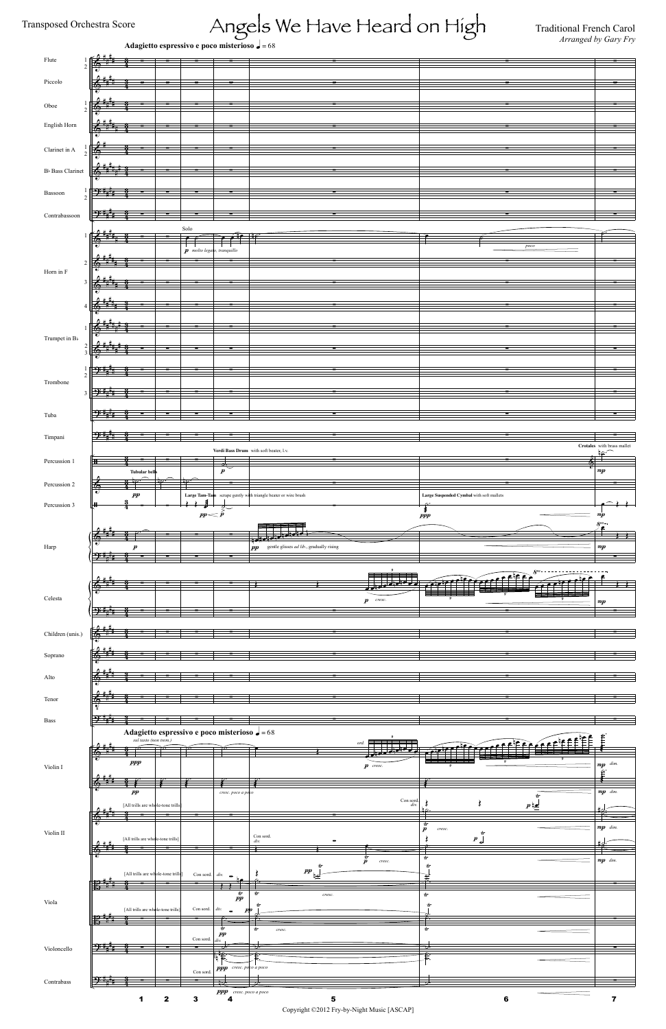Transposed Orchestra Score

# Angels We Have Heard on High

Traditional French Carol
*Arranged by Gary Fry*

**Adagietto espressivo e poco misterioso** ♩ = 68

Copyright ©2012 Fry-by-Night Music [ASCAP]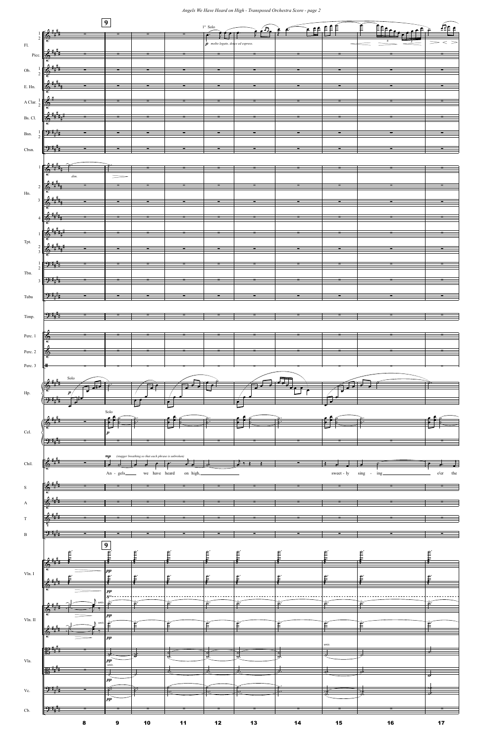9

1° Solo

*p molto legato, dolce ed express.*

Fl. 1 2

Picc.

Ob. 1 2

E. Hn.

A Clar. 1 2

Bs. Cl.

Bsn. 1 2

Cbsn.

Hn. 1 2 3 4

*dim.*

Tpt. 1 2 3

Tbn. 1 2 3

Tuba

Timp.

Perc. 1

Perc. 2

Perc. 3

Hp.

Solo

*p*

Cel.

Solo

*p*

Chil.

*mp* *(stagger breathing so that each phrase is unbroken)*

An - gels we have heard on high, sweet - ly sing - ing o'er the

S

A

T

B

Vln. I

*pp*

*pp*

8va

Vln. II

unis.

*pp*

unis.

*pp*

Vla.

*pp*

unis.

*pp*

unis.

Vc.

*pp*

Cb.

8 9 10 11 12 13 14 15 16 17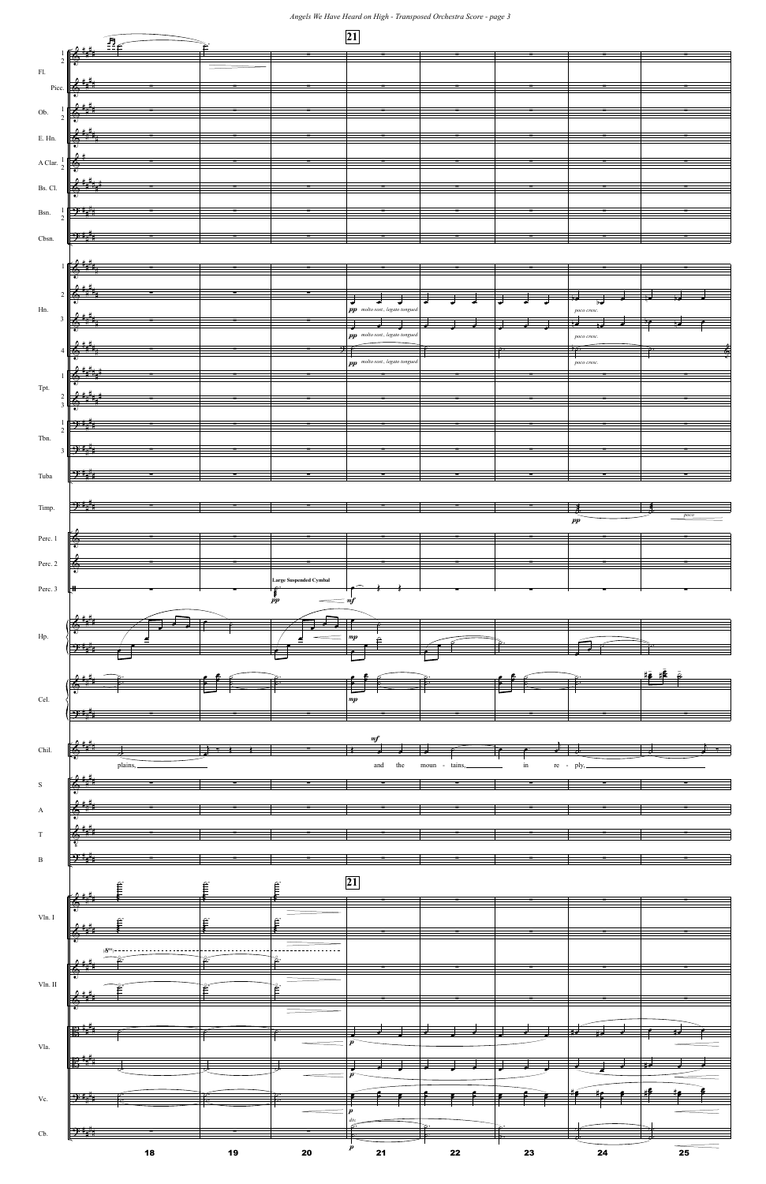21

Fl.
Picc.
Ob.
E. Hn.
A Clar.
Bs. Cl.
Bsn.
Cbsn.

Hn.

*pp* molto sost., legato tongued

*poco cresc.*

Tpt.
Tbn.
Tuba

Timp.

*pp*

*poco*

Perc. 1
Perc. 2
Perc. 3

Large Suspended Cymbal

*pp* *mf*

Hp.

*mp*

Cel.

*mp*

Chil.

*mf*

plains, and the moun - tains, in re - ply,

S
A
T
B

21

Vln. I

Vln. II

Vla.

*p*

Vc.

*p*

Cb.

*div.*

*p*

18 19 20 21 22 23 24 25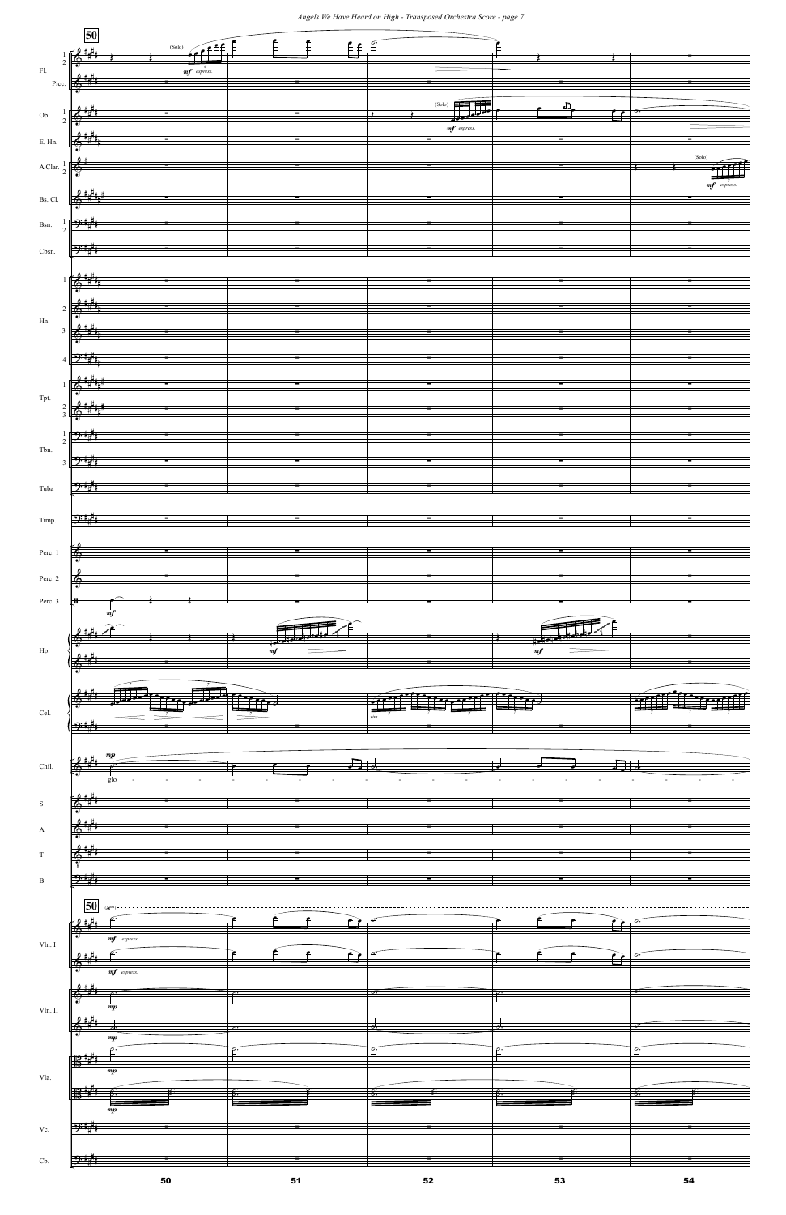Fl. 1 2 | Picc. | Ob. 1 2 | E. Hn. | A Clar. 1 2 | Bs. Cl. | Bsn. 1 2 | Cbsn.

Hn. 1 2 3 4

Tpt. 1 2 3

Tbn. 1 2 3

Tuba

Timp.

Perc. 1 | Perc. 2 | Perc. 3

Hp.

Cel.

Chil.

S | A | T | B

Vln. I | Vln. II | Vla. | Vc. | Cb.

50

(Solo) *mf* *express.*

(Solo) *mf* *express.*

(Solo) *mf* *express.*

*mf*

*mf*

*sim.*

*mp*

glo

*mf* *express.*

*mp*

50 51 52 53 54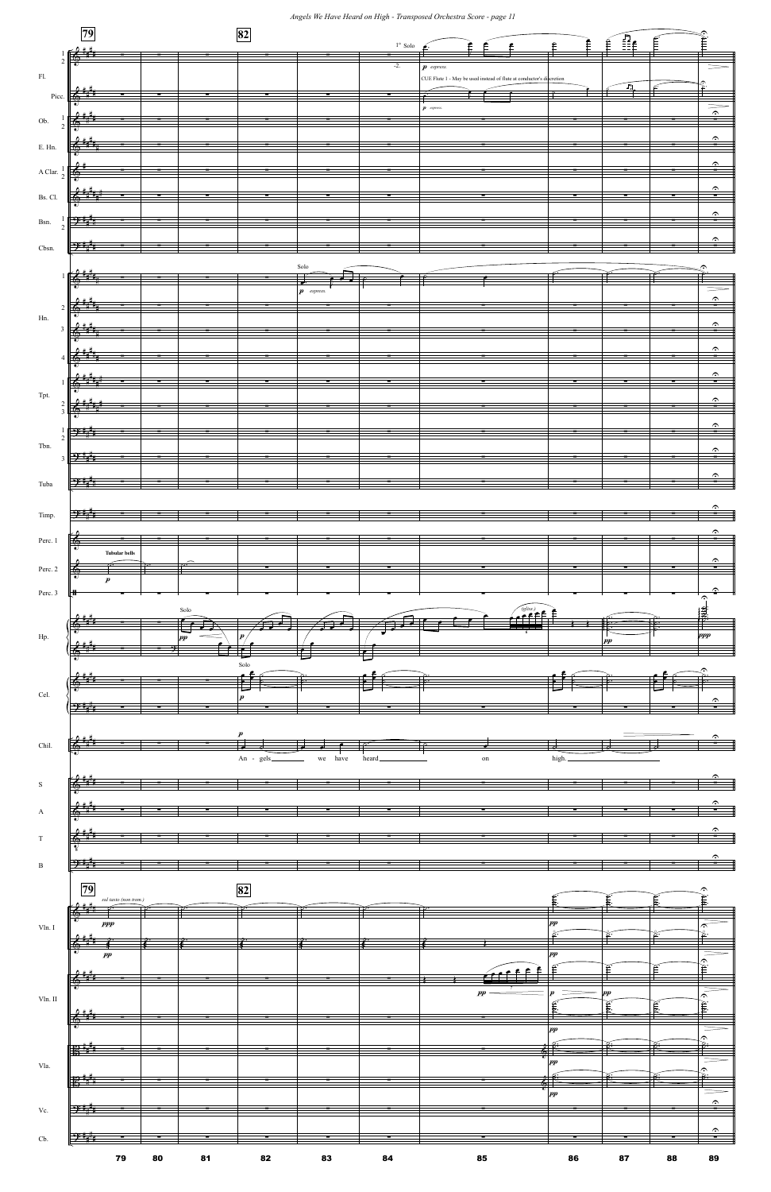Fl. 1 2 · Picc. · Ob. 1 2 · E. Hn. · A Clar. 1 2 · Bs. Cl. · Bsn. 1 2 · Cbsn. · Hn. 1 2 3 4 · Tpt. 1 2 3 · Tbn. 1 2 3 · Tuba · Timp. · Perc. 1 · Perc. 2 · Perc. 3 · Hp. · Cel. · Chil. · S · A · T · B · Vln. I · Vln. II · Vla. · Vc. · Cb.

79 · 82

1° Solo · -2. · *p espress.*

CUE Flute 1 - May be used instead of flute at conductor's discretion

Solo · *p espress.*

Tubular bells · *p*

Solo · *pp* · *p* · (gliss.) · *pp* · *ppp*

Solo · *p*

*p*

An - gels we have heard on high.

*rall tanto (non trem.)* · *ppp* · *pp*

79 80 81 82 83 84 85 86 87 88 89